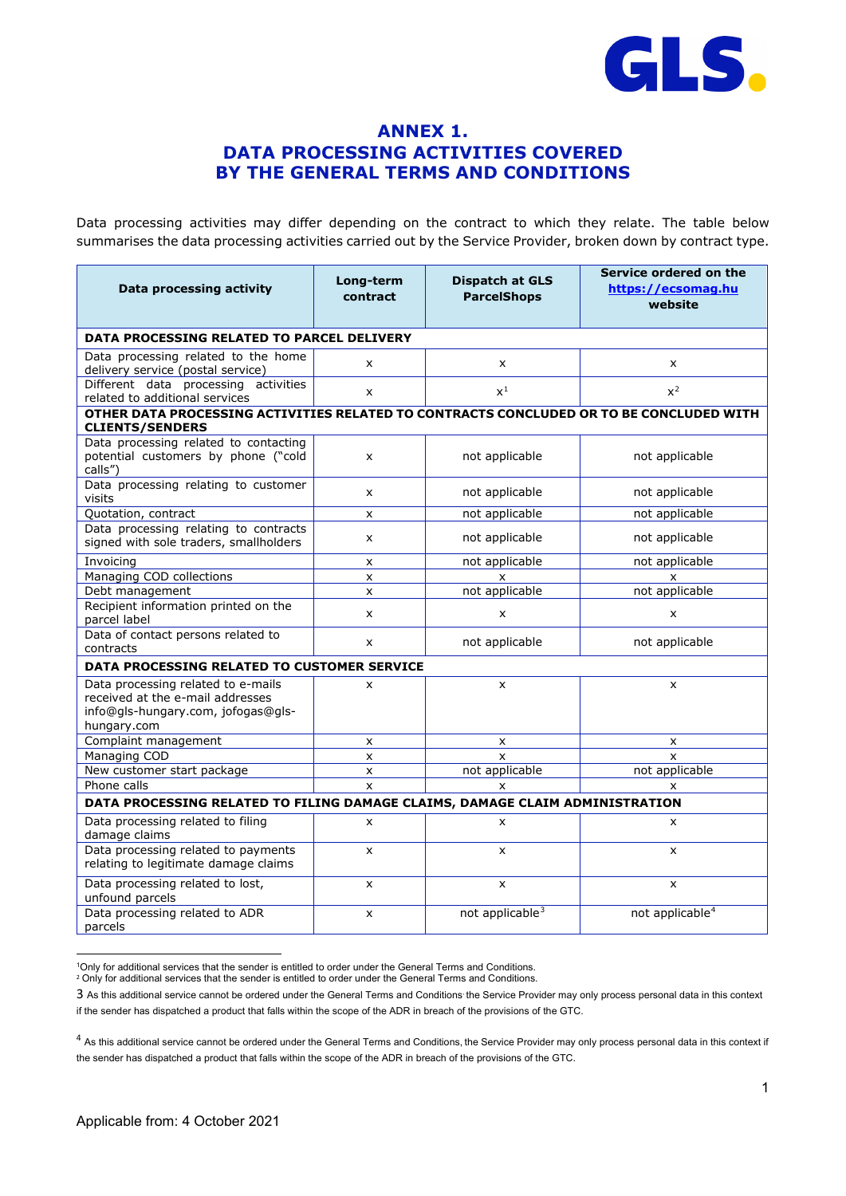# ANNEX 1.
# DATA PROCESSING ACTIVITIES COVERED BY THE GENERAL TERMS AND CONDITIONS

Data processing activities may differ depending on the contract to which they relate. The table below summarises the data processing activities carried out by the Service Provider, broken down by contract type.

| Data processing activity | Long-term contract | Dispatch at GLS ParcelShops | Service ordered on the https://ecsomag.hu website |
|---|---|---|---|
| **DATA PROCESSING RELATED TO PARCEL DELIVERY** | | | |
| Data processing related to the home delivery service (postal service) | x | x | x |
| Different data processing activities related to additional services | x | x[1] | x[2] |
| **OTHER DATA PROCESSING ACTIVITIES RELATED TO CONTRACTS CONCLUDED OR TO BE CONCLUDED WITH CLIENTS/SENDERS** | | | |
| Data processing related to contacting potential customers by phone ("cold calls") | x | not applicable | not applicable |
| Data processing relating to customer visits | x | not applicable | not applicable |
| Quotation, contract | x | not applicable | not applicable |
| Data processing relating to contracts signed with sole traders, smallholders | x | not applicable | not applicable |
| Invoicing | x | not applicable | not applicable |
| Managing COD collections | x | x | x |
| Debt management | x | not applicable | not applicable |
| Recipient information printed on the parcel label | x | x | x |
| Data of contact persons related to contracts | x | not applicable | not applicable |
| **DATA PROCESSING RELATED TO CUSTOMER SERVICE** | | | |
| Data processing related to e-mails received at the e-mail addresses info@gls-hungary.com, jofogas@gls-hungary.com | x | x | x |
| Complaint management | x | x | x |
| Managing COD | x | x | x |
| New customer start package | x | not applicable | not applicable |
| Phone calls | x | x | x |
| **DATA PROCESSING RELATED TO FILING DAMAGE CLAIMS, DAMAGE CLAIM ADMINISTRATION** | | | |
| Data processing related to filing damage claims | x | x | x |
| Data processing related to payments relating to legitimate damage claims | x | x | x |
| Data processing related to lost, unfound parcels | x | x | x |
| Data processing related to ADR parcels | x | not applicable[3] | not applicable[4] |

[1] Only for additional services that the sender is entitled to order under the General Terms and Conditions.

[2] Only for additional services that the sender is entitled to order under the General Terms and Conditions.

[3] As this additional service cannot be ordered under the General Terms and Conditions the Service Provider may only process personal data in this context if the sender has dispatched a product that falls within the scope of the ADR in breach of the provisions of the GTC.

[4] As this additional service cannot be ordered under the General Terms and Conditions, the Service Provider may only process personal data in this context if the sender has dispatched a product that falls within the scope of the ADR in breach of the provisions of the GTC.

Applicable from: 4 October 2021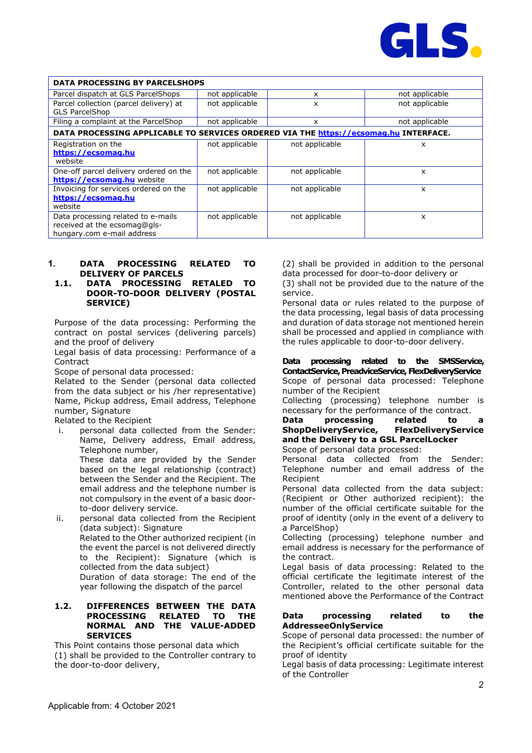| DATA PROCESSING BY PARCELSHOPS | | | |
|---|---|---|---|
| Parcel dispatch at GLS ParcelShops | not applicable | x | not applicable |
| Parcel collection (parcel delivery) at GLS ParcelShop | not applicable | x | not applicable |
| Filing a complaint at the ParcelShop | not applicable | x | not applicable |
| **DATA PROCESSING APPLICABLE TO SERVICES ORDERED VIA THE https://ecsomag.hu INTERFACE.** | | | |
| Registration on the **https://ecsomag.hu** website | not applicable | not applicable | x |
| One-off parcel delivery ordered on the **https://ecsomag.hu** website | not applicable | not applicable | x |
| Invoicing for services ordered on the **https://ecsomag.hu** website | not applicable | not applicable | x |
| Data processing related to e-mails received at the ecsomag@gls-hungary.com e-mail address | not applicable | not applicable | x |

## 1. DATA PROCESSING RELATED TO DELIVERY OF PARCELS

### 1.1. DATA PROCESSING RETALED TO DOOR-TO-DOOR DELIVERY (POSTAL SERVICE)

Purpose of the data processing: Performing the contract on postal services (delivering parcels) and the proof of delivery

Legal basis of data processing: Performance of a Contract

Scope of personal data processed:

Related to the Sender (personal data collected from the data subject or his /her representative) Name, Pickup address, Email address, Telephone number, Signature

Related to the Recipient

i. personal data collected from the Sender: Name, Delivery address, Email address, Telephone number,
   These data are provided by the Sender based on the legal relationship (contract) between the Sender and the Recipient. The email address and the telephone number is not compulsory in the event of a basic door-to-door delivery service.
ii. personal data collected from the Recipient (data subject): Signature
   Related to the Other authorized recipient (in the event the parcel is not delivered directly to the Recipient): Signature (which is collected from the data subject)
   Duration of data storage: The end of the year following the dispatch of the parcel

### 1.2. DIFFERENCES BETWEEN THE DATA PROCESSING RELATED TO THE NORMAL AND THE VALUE-ADDED SERVICES

This Point contains those personal data which
(1) shall be provided to the Controller contrary to the door-to-door delivery,
(2) shall be provided in addition to the personal data processed for door-to-door delivery or
(3) shall not be provided due to the nature of the service.

Personal data or rules related to the purpose of the data processing, legal basis of data processing and duration of data storage not mentioned herein shall be processed and applied in compliance with the rules applicable to door-to-door delivery.

**Data processing related to the SMSService, ContactService, PreadviceService, FlexDeliveryService**

Scope of personal data processed: Telephone number of the Recipient

Collecting (processing) telephone number is necessary for the performance of the contract.

**Data processing related to a ShopDeliveryService, FlexDeliveryService and the Delivery to a GSL ParcelLocker**

Scope of personal data processed:

Personal data collected from the Sender: Telephone number and email address of the Recipient

Personal data collected from the data subject: (Recipient or Other authorized recipient): the number of the official certificate suitable for the proof of identity (only in the event of a delivery to a ParcelShop)

Collecting (processing) telephone number and email address is necessary for the performance of the contract.

Legal basis of data processing: Related to the official certificate the legitimate interest of the Controller, related to the other personal data mentioned above the Performance of the Contract

**Data processing related to the AddresseeOnlyService**

Scope of personal data processed: the number of the Recipient's official certificate suitable for the proof of identity

Legal basis of data processing: Legitimate interest of the Controller

Applicable from: 4 October 2021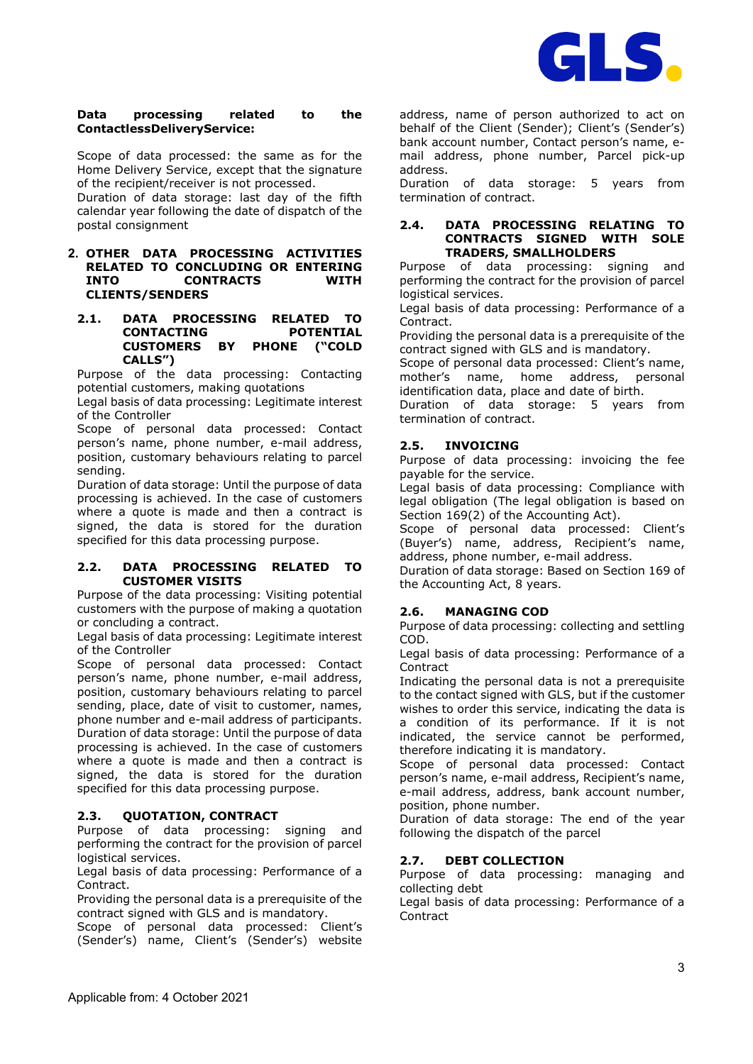**Data processing related to the ContactlessDeliveryService:**

Scope of data processed: the same as for the Home Delivery Service, except that the signature of the recipient/receiver is not processed.
Duration of data storage: last day of the fifth calendar year following the date of dispatch of the postal consignment

## 2. OTHER DATA PROCESSING ACTIVITIES RELATED TO CONCLUDING OR ENTERING INTO CONTRACTS WITH CLIENTS/SENDERS

### 2.1. DATA PROCESSING RELATED TO CONTACTING POTENTIAL CUSTOMERS BY PHONE ("COLD CALLS")

Purpose of the data processing: Contacting potential customers, making quotations
Legal basis of data processing: Legitimate interest of the Controller
Scope of personal data processed: Contact person's name, phone number, e-mail address, position, customary behaviours relating to parcel sending.
Duration of data storage: Until the purpose of data processing is achieved. In the case of customers where a quote is made and then a contract is signed, the data is stored for the duration specified for this data processing purpose.

### 2.2. DATA PROCESSING RELATED TO CUSTOMER VISITS

Purpose of the data processing: Visiting potential customers with the purpose of making a quotation or concluding a contract.
Legal basis of data processing: Legitimate interest of the Controller
Scope of personal data processed: Contact person's name, phone number, e-mail address, position, customary behaviours relating to parcel sending, place, date of visit to customer, names, phone number and e-mail address of participants.
Duration of data storage: Until the purpose of data processing is achieved. In the case of customers where a quote is made and then a contract is signed, the data is stored for the duration specified for this data processing purpose.

### 2.3. QUOTATION, CONTRACT

Purpose of data processing: signing and performing the contract for the provision of parcel logistical services.
Legal basis of data processing: Performance of a Contract.
Providing the personal data is a prerequisite of the contract signed with GLS and is mandatory.
Scope of personal data processed: Client's (Sender's) name, Client's (Sender's) website address, name of person authorized to act on behalf of the Client (Sender); Client's (Sender's) bank account number, Contact person's name, e-mail address, phone number, Parcel pick-up address.
Duration of data storage: 5 years from termination of contract.

### 2.4. DATA PROCESSING RELATING TO CONTRACTS SIGNED WITH SOLE TRADERS, SMALLHOLDERS

Purpose of data processing: signing and performing the contract for the provision of parcel logistical services.
Legal basis of data processing: Performance of a Contract.
Providing the personal data is a prerequisite of the contract signed with GLS and is mandatory.
Scope of personal data processed: Client's name, mother's name, home address, personal identification data, place and date of birth.
Duration of data storage: 5 years from termination of contract.

### 2.5. INVOICING

Purpose of data processing: invoicing the fee payable for the service.
Legal basis of data processing: Compliance with legal obligation (The legal obligation is based on Section 169(2) of the Accounting Act).
Scope of personal data processed: Client's (Buyer's) name, address, Recipient's name, address, phone number, e-mail address.
Duration of data storage: Based on Section 169 of the Accounting Act, 8 years.

### 2.6. MANAGING COD

Purpose of data processing: collecting and settling COD.
Legal basis of data processing: Performance of a Contract
Indicating the personal data is not a prerequisite to the contact signed with GLS, but if the customer wishes to order this service, indicating the data is a condition of its performance. If it is not indicated, the service cannot be performed, therefore indicating it is mandatory.
Scope of personal data processed: Contact person's name, e-mail address, Recipient's name, e-mail address, address, bank account number, position, phone number.
Duration of data storage: The end of the year following the dispatch of the parcel

### 2.7. DEBT COLLECTION

Purpose of data processing: managing and collecting debt
Legal basis of data processing: Performance of a Contract

Applicable from: 4 October 2021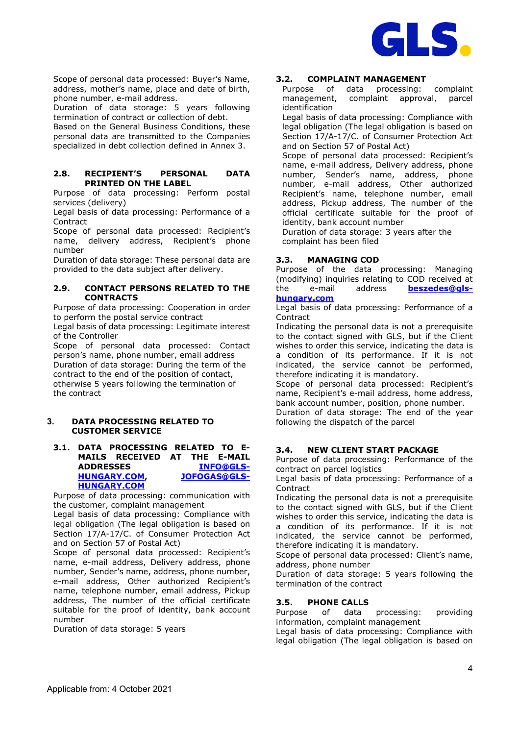Scope of personal data processed: Buyer's Name, address, mother's name, place and date of birth, phone number, e-mail address.
Duration of data storage: 5 years following termination of contract or collection of debt.
Based on the General Business Conditions, these personal data are transmitted to the Companies specialized in debt collection defined in Annex 3.

### 2.8. RECIPIENT'S PERSONAL DATA PRINTED ON THE LABEL

Purpose of data processing: Perform postal services (delivery)
Legal basis of data processing: Performance of a Contract
Scope of personal data processed: Recipient's name, delivery address, Recipient's phone number
Duration of data storage: These personal data are provided to the data subject after delivery.

### 2.9. CONTACT PERSONS RELATED TO THE CONTRACTS

Purpose of data processing: Cooperation in order to perform the postal service contract
Legal basis of data processing: Legitimate interest of the Controller
Scope of personal data processed: Contact person's name, phone number, email address
Duration of data storage: During the term of the contract to the end of the position of contact, otherwise 5 years following the termination of the contract

## 3. DATA PROCESSING RELATED TO CUSTOMER SERVICE

### 3.1. DATA PROCESSING RELATED TO E-MAILS RECEIVED AT THE E-MAIL ADDRESSES INFO@GLS-HUNGARY.COM, JOFOGAS@GLS-HUNGARY.COM

Purpose of data processing: communication with the customer, complaint management
Legal basis of data processing: Compliance with legal obligation (The legal obligation is based on Section 17/A-17/C. of Consumer Protection Act and on Section 57 of Postal Act)
Scope of personal data processed: Recipient's name, e-mail address, Delivery address, phone number, Sender's name, address, phone number, e-mail address, Other authorized Recipient's name, telephone number, email address, Pickup address, The number of the official certificate suitable for the proof of identity, bank account number
Duration of data storage: 5 years

### 3.2. COMPLAINT MANAGEMENT

Purpose of data processing: complaint management, complaint approval, parcel identification
Legal basis of data processing: Compliance with legal obligation (The legal obligation is based on Section 17/A-17/C. of Consumer Protection Act and on Section 57 of Postal Act)
Scope of personal data processed: Recipient's name, e-mail address, Delivery address, phone number, Sender's name, address, phone number, e-mail address, Other authorized Recipient's name, telephone number, email address, Pickup address, The number of the official certificate suitable for the proof of identity, bank account number
Duration of data storage: 3 years after the complaint has been filed

### 3.3. MANAGING COD

Purpose of the data processing: Managing (modifying) inquiries relating to COD received at the e-mail address **beszedes@gls-hungary.com**
Legal basis of data processing: Performance of a Contract
Indicating the personal data is not a prerequisite to the contact signed with GLS, but if the Client wishes to order this service, indicating the data is a condition of its performance. If it is not indicated, the service cannot be performed, therefore indicating it is mandatory.
Scope of personal data processed: Recipient's name, Recipient's e-mail address, home address, bank account number, position, phone number.
Duration of data storage: The end of the year following the dispatch of the parcel

### 3.4. NEW CLIENT START PACKAGE

Purpose of data processing: Performance of the contract on parcel logistics
Legal basis of data processing: Performance of a Contract
Indicating the personal data is not a prerequisite to the contact signed with GLS, but if the Client wishes to order this service, indicating the data is a condition of its performance. If it is not indicated, the service cannot be performed, therefore indicating it is mandatory.
Scope of personal data processed: Client's name, address, phone number
Duration of data storage: 5 years following the termination of the contract

### 3.5. PHONE CALLS

Purpose of data processing: providing information, complaint management
Legal basis of data processing: Compliance with legal obligation (The legal obligation is based on

Applicable from: 4 October 2021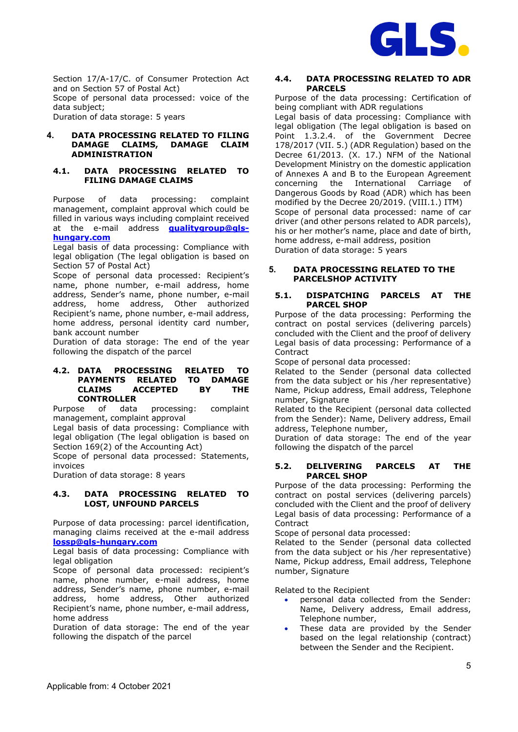Section 17/A-17/C. of Consumer Protection Act and on Section 57 of Postal Act)
Scope of personal data processed: voice of the data subject;
Duration of data storage: 5 years

## 4. DATA PROCESSING RELATED TO FILING DAMAGE CLAIMS, DAMAGE CLAIM ADMINISTRATION

### 4.1. DATA PROCESSING RELATED TO FILING DAMAGE CLAIMS

Purpose of data processing: complaint management, complaint approval which could be filled in various ways including complaint received at the e-mail address **qualitygroup@gls-hungary.com**
Legal basis of data processing: Compliance with legal obligation (The legal obligation is based on Section 57 of Postal Act)
Scope of personal data processed: Recipient's name, phone number, e-mail address, home address, Sender's name, phone number, e-mail address, home address, Other authorized Recipient's name, phone number, e-mail address, home address, personal identity card number, bank account number
Duration of data storage: The end of the year following the dispatch of the parcel

### 4.2. DATA PROCESSING RELATED TO PAYMENTS RELATED TO DAMAGE CLAIMS ACCEPTED BY THE CONTROLLER

Purpose of data processing: complaint management, complaint approval
Legal basis of data processing: Compliance with legal obligation (The legal obligation is based on Section 169(2) of the Accounting Act)
Scope of personal data processed: Statements, invoices
Duration of data storage: 8 years

### 4.3. DATA PROCESSING RELATED TO LOST, UNFOUND PARCELS

Purpose of data processing: parcel identification, managing claims received at the e-mail address **lossp@gls-hungary.com**
Legal basis of data processing: Compliance with legal obligation
Scope of personal data processed: recipient's name, phone number, e-mail address, home address, Sender's name, phone number, e-mail address, home address, Other authorized Recipient's name, phone number, e-mail address, home address
Duration of data storage: The end of the year following the dispatch of the parcel

### 4.4. DATA PROCESSING RELATED TO ADR PARCELS

Purpose of the data processing: Certification of being compliant with ADR regulations
Legal basis of data processing: Compliance with legal obligation (The legal obligation is based on Point 1.3.2.4. of the Government Decree 178/2017 (VII. 5.) (ADR Regulation) based on the Decree 61/2013. (X. 17.) NFM of the National Development Ministry on the domestic application of Annexes A and B to the European Agreement concerning the International Carriage of Dangerous Goods by Road (ADR) which has been modified by the Decree 20/2019. (VIII.1.) ITM)
Scope of personal data processed: name of car driver (and other persons related to ADR parcels), his or her mother's name, place and date of birth, home address, e-mail address, position
Duration of data storage: 5 years

## 5. DATA PROCESSING RELATED TO THE PARCELSHOP ACTIVITY

### 5.1. DISPATCHING PARCELS AT THE PARCEL SHOP

Purpose of the data processing: Performing the contract on postal services (delivering parcels) concluded with the Client and the proof of delivery
Legal basis of data processing: Performance of a Contract
Scope of personal data processed:
Related to the Sender (personal data collected from the data subject or his /her representative) Name, Pickup address, Email address, Telephone number, Signature
Related to the Recipient (personal data collected from the Sender): Name, Delivery address, Email address, Telephone number,
Duration of data storage: The end of the year following the dispatch of the parcel

### 5.2. DELIVERING PARCELS AT THE PARCEL SHOP

Purpose of the data processing: Performing the contract on postal services (delivering parcels) concluded with the Client and the proof of delivery
Legal basis of data processing: Performance of a Contract
Scope of personal data processed:
Related to the Sender (personal data collected from the data subject or his /her representative) Name, Pickup address, Email address, Telephone number, Signature

Related to the Recipient

- personal data collected from the Sender: Name, Delivery address, Email address, Telephone number,
- These data are provided by the Sender based on the legal relationship (contract) between the Sender and the Recipient.

Applicable from: 4 October 2021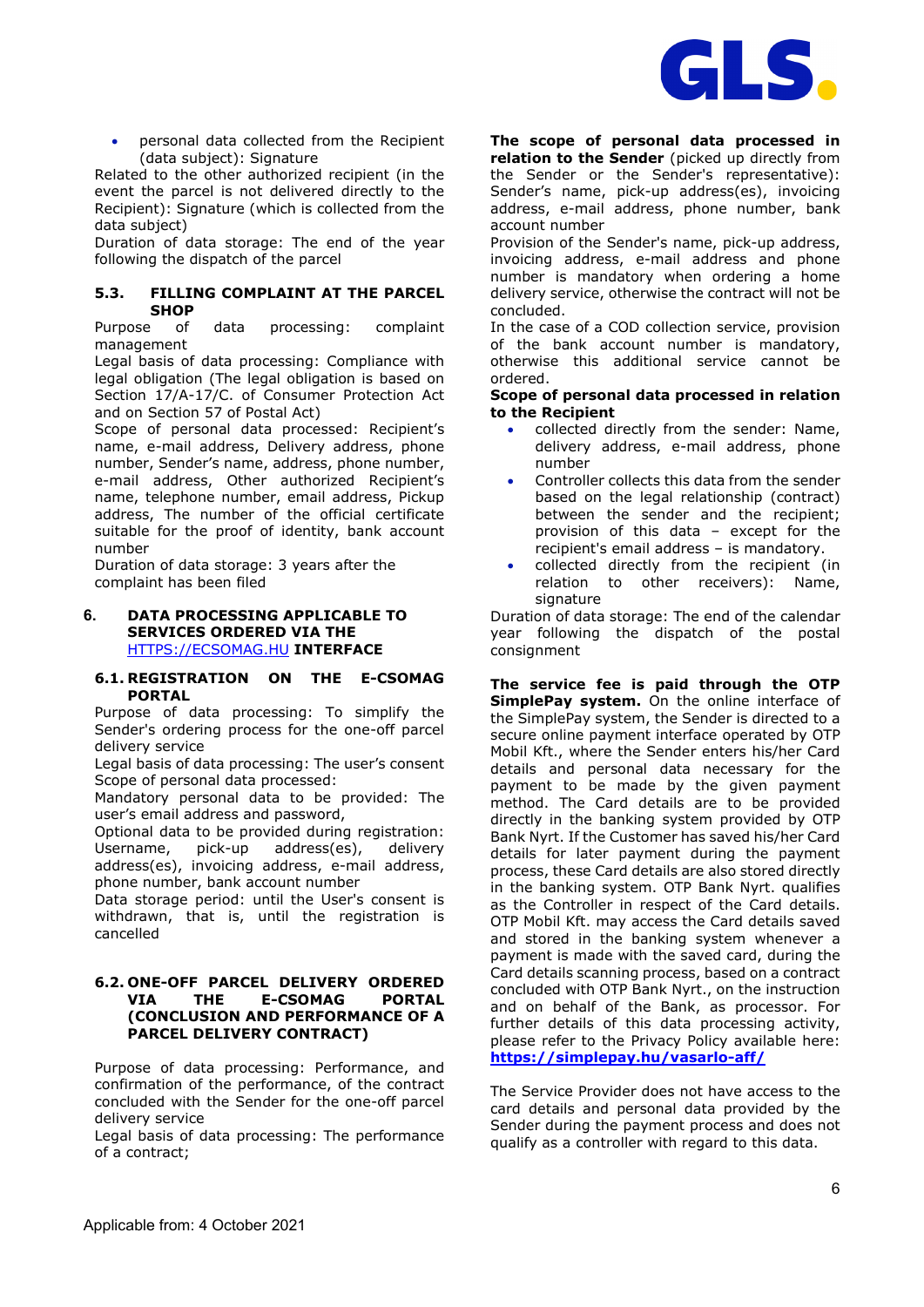- personal data collected from the Recipient (data subject): Signature

Related to the other authorized recipient (in the event the parcel is not delivered directly to the Recipient): Signature (which is collected from the data subject)

Duration of data storage: The end of the year following the dispatch of the parcel

### 5.3. FILLING COMPLAINT AT THE PARCEL SHOP

Purpose of data processing: complaint management

Legal basis of data processing: Compliance with legal obligation (The legal obligation is based on Section 17/A-17/C. of Consumer Protection Act and on Section 57 of Postal Act)

Scope of personal data processed: Recipient's name, e-mail address, Delivery address, phone number, Sender's name, address, phone number, e-mail address, Other authorized Recipient's name, telephone number, email address, Pickup address, The number of the official certificate suitable for the proof of identity, bank account number

Duration of data storage: 3 years after the complaint has been filed

## 6. DATA PROCESSING APPLICABLE TO SERVICES ORDERED VIA THE [HTTPS://ECSOMAG.HU](https://ecsomag.hu) INTERFACE

### 6.1. REGISTRATION ON THE E-CSOMAG PORTAL

Purpose of data processing: To simplify the Sender's ordering process for the one-off parcel delivery service

Legal basis of data processing: The user's consent

Scope of personal data processed:

Mandatory personal data to be provided: The user's email address and password,

Optional data to be provided during registration: Username, pick-up address(es), delivery address(es), invoicing address, e-mail address, phone number, bank account number

Data storage period: until the User's consent is withdrawn, that is, until the registration is cancelled

### 6.2. ONE-OFF PARCEL DELIVERY ORDERED VIA THE E-CSOMAG PORTAL (CONCLUSION AND PERFORMANCE OF A PARCEL DELIVERY CONTRACT)

Purpose of data processing: Performance, and confirmation of the performance, of the contract concluded with the Sender for the one-off parcel delivery service

Legal basis of data processing: The performance of a contract;

**The scope of personal data processed in relation to the Sender** (picked up directly from the Sender or the Sender's representative): Sender's name, pick-up address(es), invoicing address, e-mail address, phone number, bank account number

Provision of the Sender's name, pick-up address, invoicing address, e-mail address and phone number is mandatory when ordering a home delivery service, otherwise the contract will not be concluded.

In the case of a COD collection service, provision of the bank account number is mandatory, otherwise this additional service cannot be ordered.

**Scope of personal data processed in relation to the Recipient**

- collected directly from the sender: Name, delivery address, e-mail address, phone number
- Controller collects this data from the sender based on the legal relationship (contract) between the sender and the recipient; provision of this data – except for the recipient's email address – is mandatory.
- collected directly from the recipient (in relation to other receivers): Name, signature

Duration of data storage: The end of the calendar year following the dispatch of the postal consignment

**The service fee is paid through the OTP SimplePay system.** On the online interface of the SimplePay system, the Sender is directed to a secure online payment interface operated by OTP Mobil Kft., where the Sender enters his/her Card details and personal data necessary for the payment to be made by the given payment method. The Card details are to be provided directly in the banking system provided by OTP Bank Nyrt. If the Customer has saved his/her Card details for later payment during the payment process, these Card details are also stored directly in the banking system. OTP Bank Nyrt. qualifies as the Controller in respect of the Card details. OTP Mobil Kft. may access the Card details saved and stored in the banking system whenever a payment is made with the saved card, during the Card details scanning process, based on a contract concluded with OTP Bank Nyrt., on the instruction and on behalf of the Bank, as processor. For further details of this data processing activity, please refer to the Privacy Policy available here: **[https://simplepay.hu/vasarlo-aff/](https://simplepay.hu/vasarlo-aff/)**

The Service Provider does not have access to the card details and personal data provided by the Sender during the payment process and does not qualify as a controller with regard to this data.

Applicable from: 4 October 2021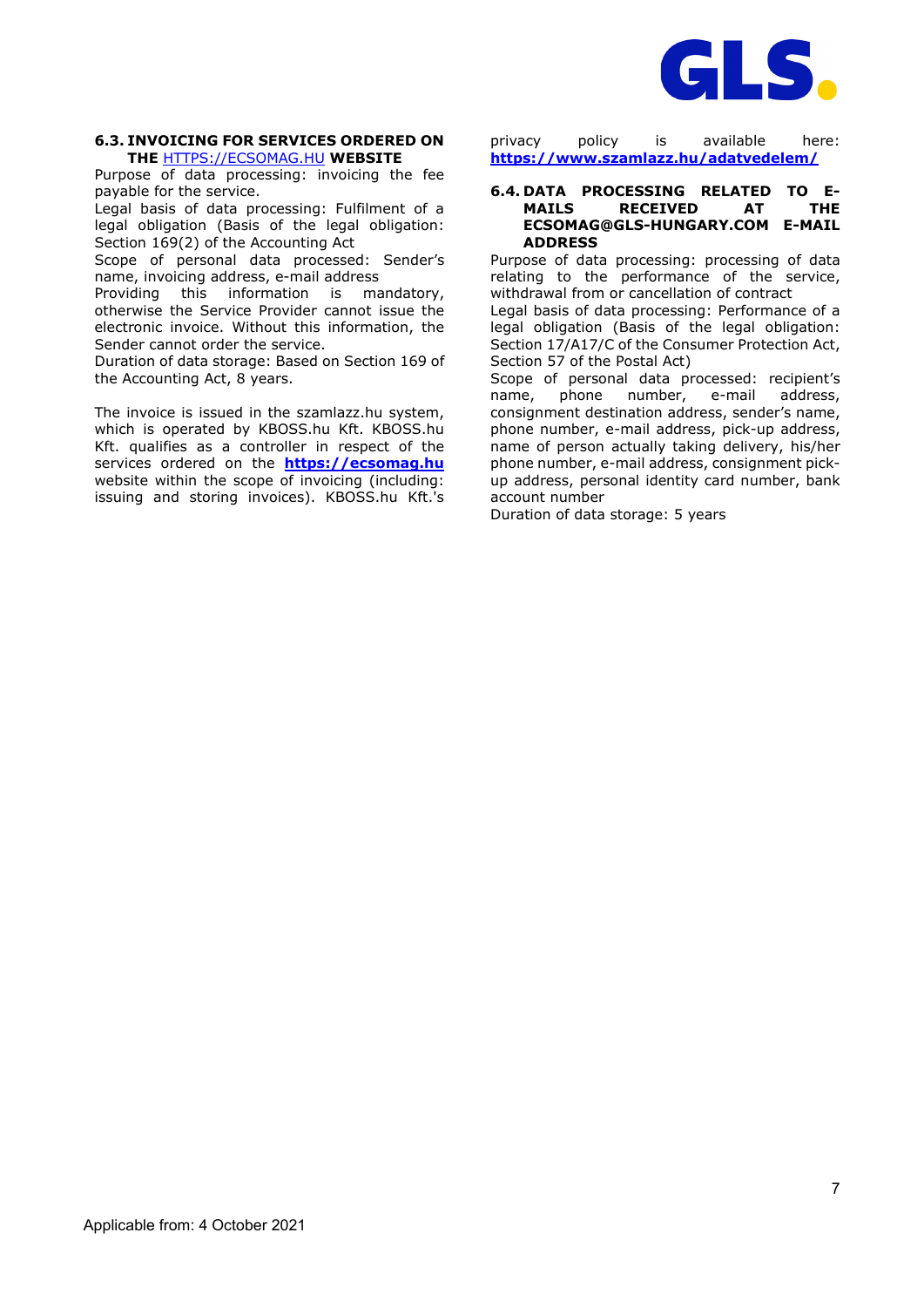### 6.3. INVOICING FOR SERVICES ORDERED ON THE HTTPS://ECSOMAG.HU WEBSITE

Purpose of data processing: invoicing the fee payable for the service.
Legal basis of data processing: Fulfilment of a legal obligation (Basis of the legal obligation: Section 169(2) of the Accounting Act
Scope of personal data processed: Sender's name, invoicing address, e-mail address
Providing this information is mandatory, otherwise the Service Provider cannot issue the electronic invoice. Without this information, the Sender cannot order the service.
Duration of data storage: Based on Section 169 of the Accounting Act, 8 years.

The invoice is issued in the szamlazz.hu system, which is operated by KBOSS.hu Kft. KBOSS.hu Kft. qualifies as a controller in respect of the services ordered on the **https://ecsomag.hu** website within the scope of invoicing (including: issuing and storing invoices). KBOSS.hu Kft.'s privacy policy is available here: **https://www.szamlazz.hu/adatvedelem/**

### 6.4. DATA PROCESSING RELATED TO E-MAILS RECEIVED AT THE ECSOMAG@GLS-HUNGARY.COM E-MAIL ADDRESS

Purpose of data processing: processing of data relating to the performance of the service, withdrawal from or cancellation of contract
Legal basis of data processing: Performance of a legal obligation (Basis of the legal obligation: Section 17/A17/C of the Consumer Protection Act, Section 57 of the Postal Act)
Scope of personal data processed: recipient's name, phone number, e-mail address, consignment destination address, sender's name, phone number, e-mail address, pick-up address, name of person actually taking delivery, his/her phone number, e-mail address, consignment pick-up address, personal identity card number, bank account number
Duration of data storage: 5 years

Applicable from: 4 October 2021